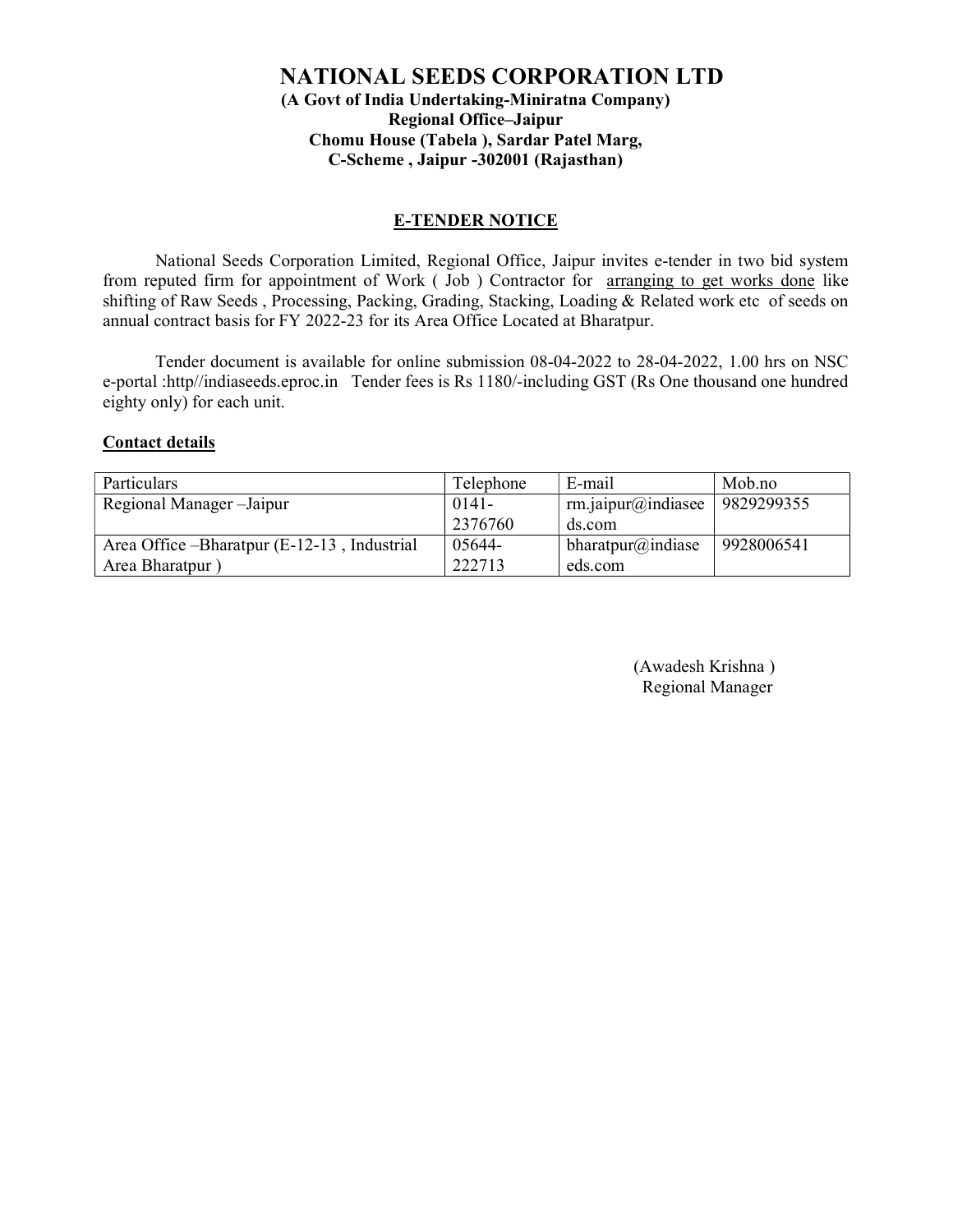# NATIONAL SEEDS CORPORATION LTD

**(A Govt of India Undertaking-Miniratna Company)**
**Regional Office–Jaipur**
**Chomu House (Tabela ), Sardar Patel Marg,**
**C-Scheme , Jaipur -302001 (Rajasthan)**

## E-TENDER NOTICE

National Seeds Corporation Limited, Regional Office, Jaipur invites e-tender in two bid system from reputed firm for appointment of Work ( Job ) Contractor for arranging to get works done like shifting of Raw Seeds , Processing, Packing, Grading, Stacking, Loading & Related work etc of seeds on annual contract basis for FY 2022-23 for its Area Office Located at Bharatpur.

Tender document is available for online submission 08-04-2022 to 28-04-2022, 1.00 hrs on NSC e-portal :http//indiaseeds.eproc.in Tender fees is Rs 1180/-including GST (Rs One thousand one hundred eighty only) for each unit.

**Contact details**

| Particulars | Telephone | E-mail | Mob.no |
|---|---|---|---|
| Regional Manager –Jaipur | 0141-2376760 | rm.jaipur@indiaseeds.com | 9829299355 |
| Area Office –Bharatpur (E-12-13 , Industrial Area Bharatpur ) | 05644-222713 | bharatpur@indiaseeds.com | 9928006541 |

(Awadesh Krishna )
Regional Manager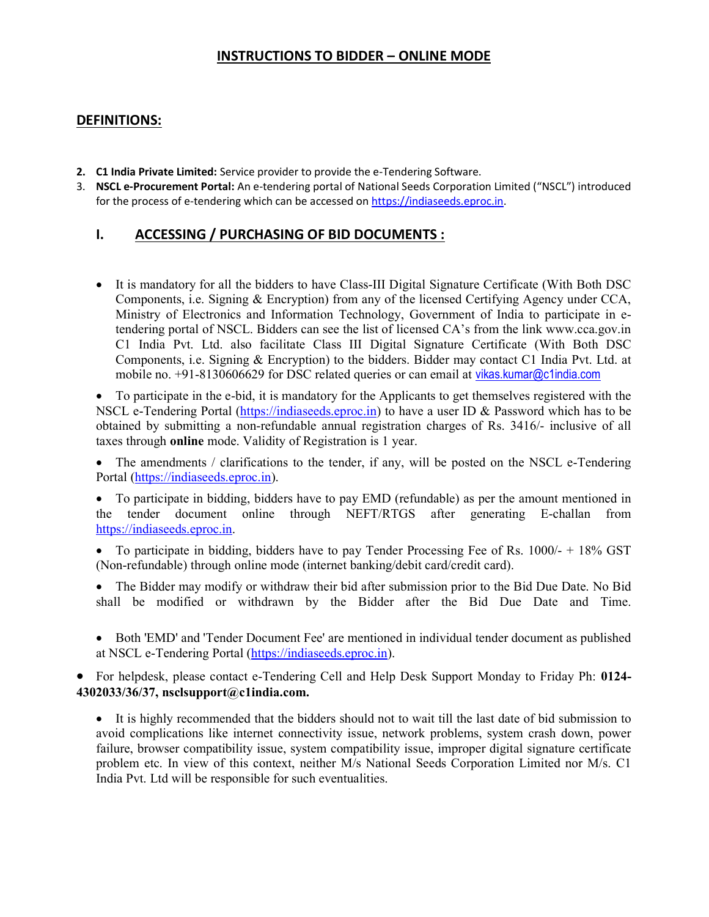# INSTRUCTIONS TO BIDDER – ONLINE MODE

## DEFINITIONS:

2. **C1 India Private Limited:** Service provider to provide the e-Tendering Software.
3. **NSCL e-Procurement Portal:** An e-tendering portal of National Seeds Corporation Limited ("NSCL") introduced for the process of e-tendering which can be accessed on https://indiaseeds.eproc.in.

## I. ACCESSING / PURCHASING OF BID DOCUMENTS :

- It is mandatory for all the bidders to have Class-III Digital Signature Certificate (With Both DSC Components, i.e. Signing & Encryption) from any of the licensed Certifying Agency under CCA, Ministry of Electronics and Information Technology, Government of India to participate in e-tendering portal of NSCL. Bidders can see the list of licensed CA's from the link www.cca.gov.in C1 India Pvt. Ltd. also facilitate Class III Digital Signature Certificate (With Both DSC Components, i.e. Signing & Encryption) to the bidders. Bidder may contact C1 India Pvt. Ltd. at mobile no. +91-8130606629 for DSC related queries or can email at vikas.kumar@c1india.com

- To participate in the e-bid, it is mandatory for the Applicants to get themselves registered with the NSCL e-Tendering Portal (https://indiaseeds.eproc.in) to have a user ID & Password which has to be obtained by submitting a non-refundable annual registration charges of Rs. 3416/- inclusive of all taxes through **online** mode. Validity of Registration is 1 year.

- The amendments / clarifications to the tender, if any, will be posted on the NSCL e-Tendering Portal (https://indiaseeds.eproc.in).

- To participate in bidding, bidders have to pay EMD (refundable) as per the amount mentioned in the tender document online through NEFT/RTGS after generating E-challan from https://indiaseeds.eproc.in.

- To participate in bidding, bidders have to pay Tender Processing Fee of Rs. 1000/- + 18% GST (Non-refundable) through online mode (internet banking/debit card/credit card).

- The Bidder may modify or withdraw their bid after submission prior to the Bid Due Date. No Bid shall be modified or withdrawn by the Bidder after the Bid Due Date and Time.

- Both 'EMD' and 'Tender Document Fee' are mentioned in individual tender document as published at NSCL e-Tendering Portal (https://indiaseeds.eproc.in).

- For helpdesk, please contact e-Tendering Cell and Help Desk Support Monday to Friday Ph: **0124-4302033/36/37, nsclsupport@c1india.com.**

- It is highly recommended that the bidders should not to wait till the last date of bid submission to avoid complications like internet connectivity issue, network problems, system crash down, power failure, browser compatibility issue, system compatibility issue, improper digital signature certificate problem etc. In view of this context, neither M/s National Seeds Corporation Limited nor M/s. C1 India Pvt. Ltd will be responsible for such eventualities.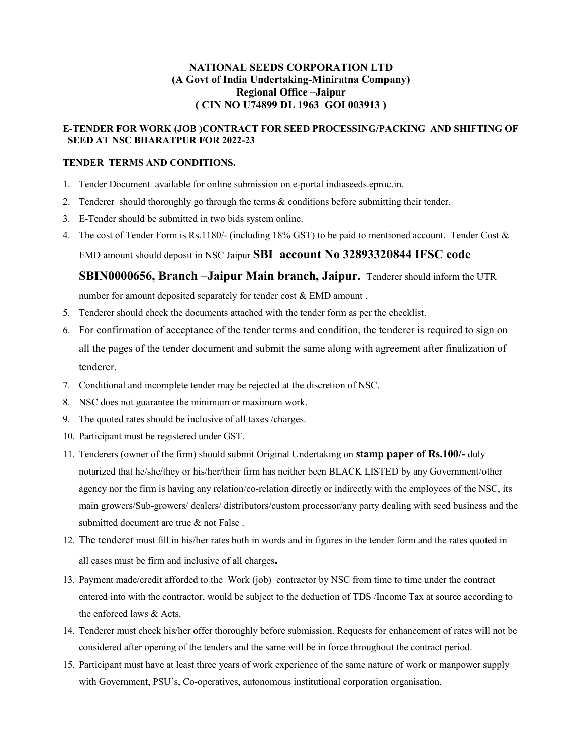**NATIONAL SEEDS CORPORATION LTD**
**(A Govt of India Undertaking-Miniratna Company)**
**Regional Office –Jaipur**
**( CIN NO U74899 DL 1963 GOI 003913 )**

**E-TENDER FOR WORK (JOB )CONTRACT FOR SEED PROCESSING/PACKING AND SHIFTING OF SEED AT NSC BHARATPUR FOR 2022-23**

**TENDER TERMS AND CONDITIONS.**

1. Tender Document available for online submission on e-portal indiaseeds.eproc.in.
2. Tenderer should thoroughly go through the terms & conditions before submitting their tender.
3. E-Tender should be submitted in two bids system online.
4. The cost of Tender Form is Rs.1180/- (including 18% GST) to be paid to mentioned account. Tender Cost & EMD amount should deposit in NSC Jaipur **SBI account No 32893320844 IFSC code SBIN0000656, Branch –Jaipur Main branch, Jaipur.** Tenderer should inform the UTR number for amount deposited separately for tender cost & EMD amount .
5. Tenderer should check the documents attached with the tender form as per the checklist.
6. For confirmation of acceptance of the tender terms and condition, the tenderer is required to sign on all the pages of the tender document and submit the same along with agreement after finalization of tenderer.
7. Conditional and incomplete tender may be rejected at the discretion of NSC.
8. NSC does not guarantee the minimum or maximum work.
9. The quoted rates should be inclusive of all taxes /charges.
10. Participant must be registered under GST.
11. Tenderers (owner of the firm) should submit Original Undertaking on **stamp paper of Rs.100/-** duly notarized that he/she/they or his/her/their firm has neither been BLACK LISTED by any Government/other agency nor the firm is having any relation/co-relation directly or indirectly with the employees of the NSC, its main growers/Sub-growers/ dealers/ distributors/custom processor/any party dealing with seed business and the submitted document are true & not False .
12. The tenderer must fill in his/her rates both in words and in figures in the tender form and the rates quoted in all cases must be firm and inclusive of all charges**.**
13. Payment made/credit afforded to the Work (job) contractor by NSC from time to time under the contract entered into with the contractor, would be subject to the deduction of TDS /Income Tax at source according to the enforced laws & Acts.
14. Tenderer must check his/her offer thoroughly before submission. Requests for enhancement of rates will not be considered after opening of the tenders and the same will be in force throughout the contract period.
15. Participant must have at least three years of work experience of the same nature of work or manpower supply with Government, PSU's, Co-operatives, autonomous institutional corporation organisation.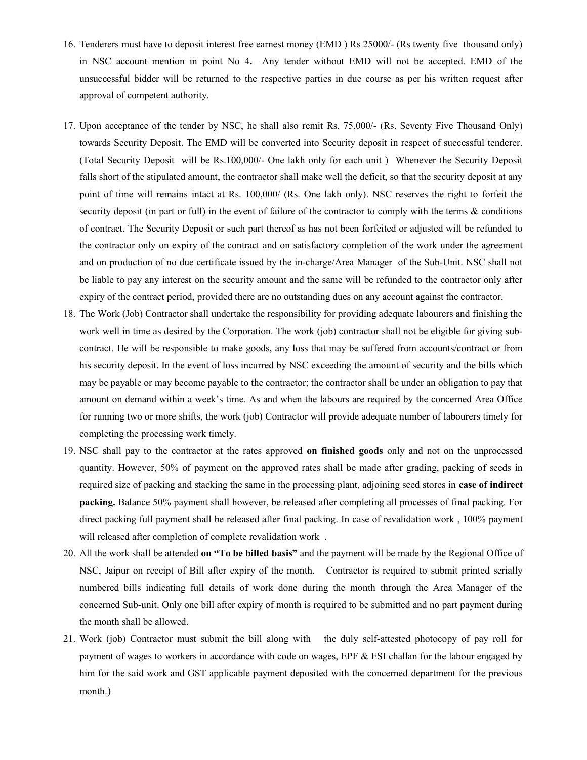16. Tenderers must have to deposit interest free earnest money (EMD ) Rs 25000/- (Rs twenty five thousand only) in NSC account mention in point No 4**.** Any tender without EMD will not be accepted. EMD of the unsuccessful bidder will be returned to the respective parties in due course as per his written request after approval of competent authority.

17. Upon acceptance of the tend**er** by NSC, he shall also remit Rs. 75,000/- (Rs. Seventy Five Thousand Only) towards Security Deposit. The EMD will be converted into Security deposit in respect of successful tenderer. (Total Security Deposit will be Rs.100,000/- One lakh only for each unit ) Whenever the Security Deposit falls short of the stipulated amount, the contractor shall make well the deficit, so that the security deposit at any point of time will remains intact at Rs. 100,000/ (Rs. One lakh only). NSC reserves the right to forfeit the security deposit (in part or full) in the event of failure of the contractor to comply with the terms & conditions of contract. The Security Deposit or such part thereof as has not been forfeited or adjusted will be refunded to the contractor only on expiry of the contract and on satisfactory completion of the work under the agreement and on production of no due certificate issued by the in-charge/Area Manager of the Sub-Unit. NSC shall not be liable to pay any interest on the security amount and the same will be refunded to the contractor only after expiry of the contract period, provided there are no outstanding dues on any account against the contractor.

18. The Work (Job) Contractor shall undertake the responsibility for providing adequate labourers and finishing the work well in time as desired by the Corporation. The work (job) contractor shall not be eligible for giving sub-contract. He will be responsible to make goods, any loss that may be suffered from accounts/contract or from his security deposit. In the event of loss incurred by NSC exceeding the amount of security and the bills which may be payable or may become payable to the contractor; the contractor shall be under an obligation to pay that amount on demand within a week's time. As and when the labours are required by the concerned Area Office for running two or more shifts, the work (job) Contractor will provide adequate number of labourers timely for completing the processing work timely.

19. NSC shall pay to the contractor at the rates approved **on finished goods** only and not on the unprocessed quantity. However, 50% of payment on the approved rates shall be made after grading, packing of seeds in required size of packing and stacking the same in the processing plant, adjoining seed stores in **case of indirect packing.** Balance 50% payment shall however, be released after completing all processes of final packing. For direct packing full payment shall be released after final packing. In case of revalidation work , 100% payment will released after completion of complete revalidation work .

20. All the work shall be attended **on "To be billed basis"** and the payment will be made by the Regional Office of NSC, Jaipur on receipt of Bill after expiry of the month. Contractor is required to submit printed serially numbered bills indicating full details of work done during the month through the Area Manager of the concerned Sub-unit. Only one bill after expiry of month is required to be submitted and no part payment during the month shall be allowed.

21. Work (job) Contractor must submit the bill along with the duly self-attested photocopy of pay roll for payment of wages to workers in accordance with code on wages, EPF & ESI challan for the labour engaged by him for the said work and GST applicable payment deposited with the concerned department for the previous month.)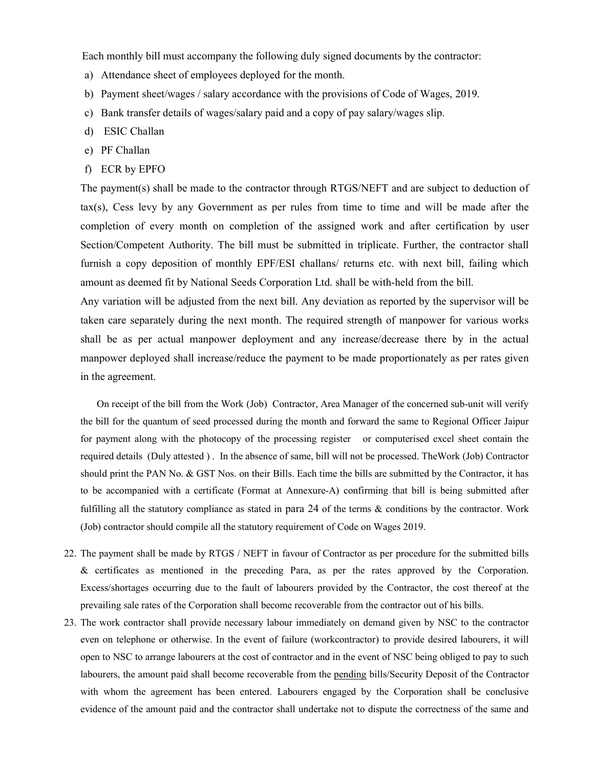Each monthly bill must accompany the following duly signed documents by the contractor:

a) Attendance sheet of employees deployed for the month.
b) Payment sheet/wages / salary accordance with the provisions of Code of Wages, 2019.
c) Bank transfer details of wages/salary paid and a copy of pay salary/wages slip.
d) ESIC Challan
e) PF Challan
f) ECR by EPFO

The payment(s) shall be made to the contractor through RTGS/NEFT and are subject to deduction of tax(s), Cess levy by any Government as per rules from time to time and will be made after the completion of every month on completion of the assigned work and after certification by user Section/Competent Authority. The bill must be submitted in triplicate. Further, the contractor shall furnish a copy deposition of monthly EPF/ESI challans/ returns etc. with next bill, failing which amount as deemed fit by National Seeds Corporation Ltd. shall be with-held from the bill.

Any variation will be adjusted from the next bill. Any deviation as reported by the supervisor will be taken care separately during the next month. The required strength of manpower for various works shall be as per actual manpower deployment and any increase/decrease there by in the actual manpower deployed shall increase/reduce the payment to be made proportionately as per rates given in the agreement.

On receipt of the bill from the Work (Job) Contractor, Area Manager of the concerned sub-unit will verify the bill for the quantum of seed processed during the month and forward the same to Regional Officer Jaipur for payment along with the photocopy of the processing register or computerised excel sheet contain the required details (Duly attested ) . In the absence of same, bill will not be processed. TheWork (Job) Contractor should print the PAN No. & GST Nos. on their Bills. Each time the bills are submitted by the Contractor, it has to be accompanied with a certificate (Format at Annexure-A) confirming that bill is being submitted after fulfilling all the statutory compliance as stated in para 24 of the terms & conditions by the contractor. Work (Job) contractor should compile all the statutory requirement of Code on Wages 2019.

22. The payment shall be made by RTGS / NEFT in favour of Contractor as per procedure for the submitted bills & certificates as mentioned in the preceding Para, as per the rates approved by the Corporation. Excess/shortages occurring due to the fault of labourers provided by the Contractor, the cost thereof at the prevailing sale rates of the Corporation shall become recoverable from the contractor out of his bills.

23. The work contractor shall provide necessary labour immediately on demand given by NSC to the contractor even on telephone or otherwise. In the event of failure (workcontractor) to provide desired labourers, it will open to NSC to arrange labourers at the cost of contractor and in the event of NSC being obliged to pay to such labourers, the amount paid shall become recoverable from the pending bills/Security Deposit of the Contractor with whom the agreement has been entered. Labourers engaged by the Corporation shall be conclusive evidence of the amount paid and the contractor shall undertake not to dispute the correctness of the same and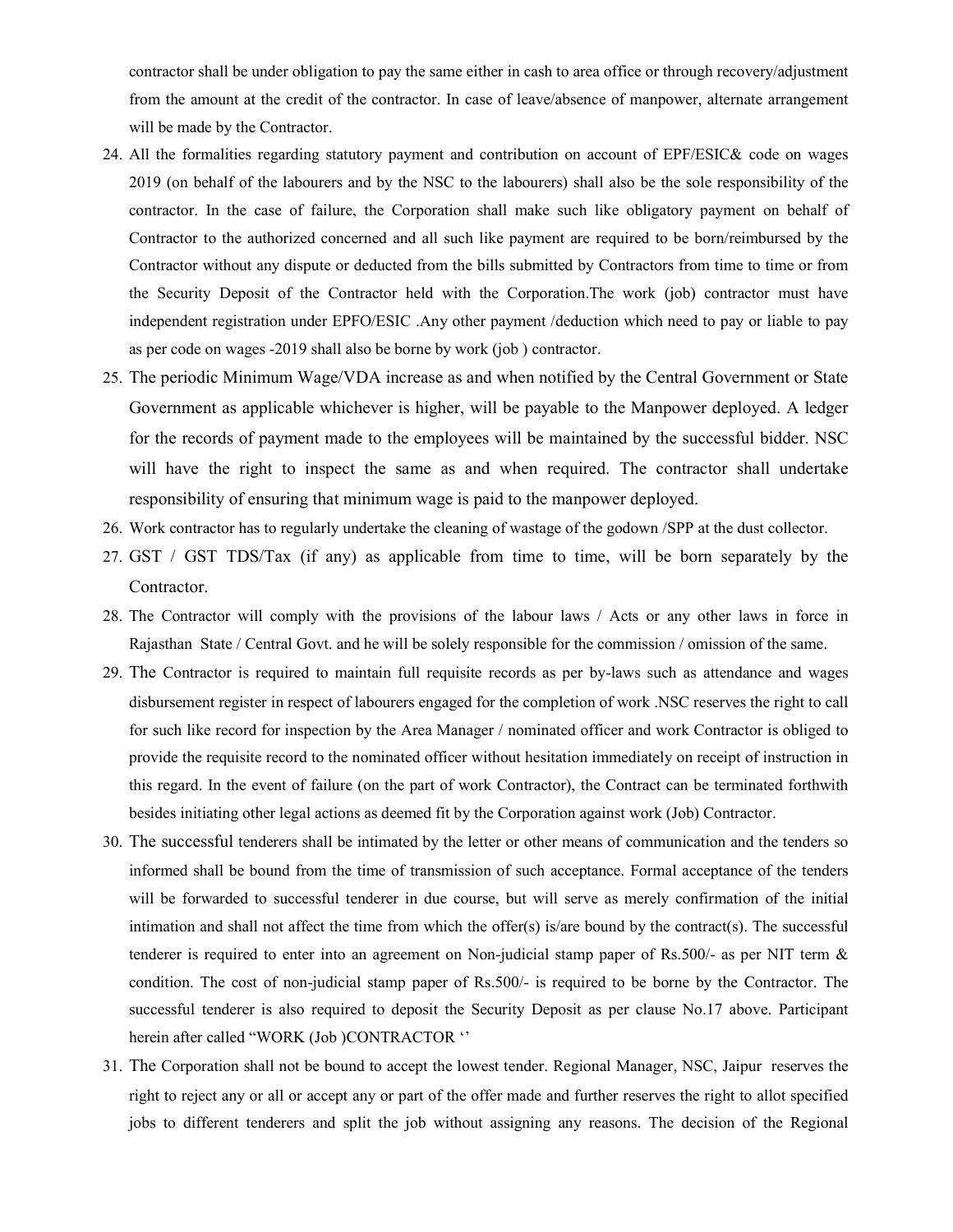contractor shall be under obligation to pay the same either in cash to area office or through recovery/adjustment from the amount at the credit of the contractor. In case of leave/absence of manpower, alternate arrangement will be made by the Contractor.

24. All the formalities regarding statutory payment and contribution on account of EPF/ESIC& code on wages 2019 (on behalf of the labourers and by the NSC to the labourers) shall also be the sole responsibility of the contractor. In the case of failure, the Corporation shall make such like obligatory payment on behalf of Contractor to the authorized concerned and all such like payment are required to be born/reimbursed by the Contractor without any dispute or deducted from the bills submitted by Contractors from time to time or from the Security Deposit of the Contractor held with the Corporation.The work (job) contractor must have independent registration under EPFO/ESIC .Any other payment /deduction which need to pay or liable to pay as per code on wages -2019 shall also be borne by work (job ) contractor.
25. The periodic Minimum Wage/VDA increase as and when notified by the Central Government or State Government as applicable whichever is higher, will be payable to the Manpower deployed. A ledger for the records of payment made to the employees will be maintained by the successful bidder. NSC will have the right to inspect the same as and when required. The contractor shall undertake responsibility of ensuring that minimum wage is paid to the manpower deployed.
26. Work contractor has to regularly undertake the cleaning of wastage of the godown /SPP at the dust collector.
27. GST / GST TDS/Tax (if any) as applicable from time to time, will be born separately by the Contractor.
28. The Contractor will comply with the provisions of the labour laws / Acts or any other laws in force in Rajasthan State / Central Govt. and he will be solely responsible for the commission / omission of the same.
29. The Contractor is required to maintain full requisite records as per by-laws such as attendance and wages disbursement register in respect of labourers engaged for the completion of work .NSC reserves the right to call for such like record for inspection by the Area Manager / nominated officer and work Contractor is obliged to provide the requisite record to the nominated officer without hesitation immediately on receipt of instruction in this regard. In the event of failure (on the part of work Contractor), the Contract can be terminated forthwith besides initiating other legal actions as deemed fit by the Corporation against work (Job) Contractor.
30. The successful tenderers shall be intimated by the letter or other means of communication and the tenders so informed shall be bound from the time of transmission of such acceptance. Formal acceptance of the tenders will be forwarded to successful tenderer in due course, but will serve as merely confirmation of the initial intimation and shall not affect the time from which the offer(s) is/are bound by the contract(s). The successful tenderer is required to enter into an agreement on Non-judicial stamp paper of Rs.500/- as per NIT term & condition. The cost of non-judicial stamp paper of Rs.500/- is required to be borne by the Contractor. The successful tenderer is also required to deposit the Security Deposit as per clause No.17 above. Participant herein after called "WORK (Job )CONTRACTOR ''
31. The Corporation shall not be bound to accept the lowest tender. Regional Manager, NSC, Jaipur reserves the right to reject any or all or accept any or part of the offer made and further reserves the right to allot specified jobs to different tenderers and split the job without assigning any reasons. The decision of the Regional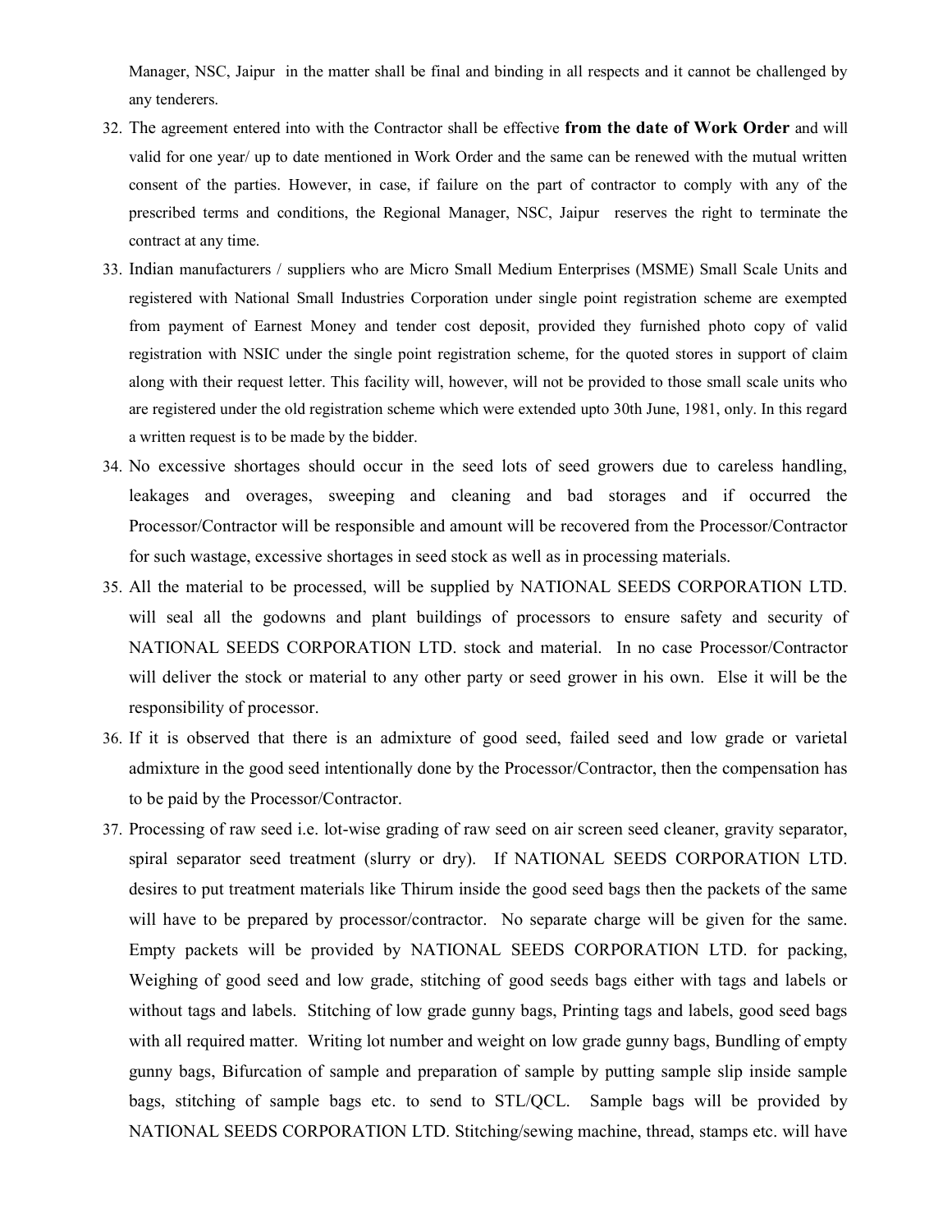Manager, NSC, Jaipur in the matter shall be final and binding in all respects and it cannot be challenged by any tenderers.

32. The agreement entered into with the Contractor shall be effective **from the date of Work Order** and will valid for one year/ up to date mentioned in Work Order and the same can be renewed with the mutual written consent of the parties. However, in case, if failure on the part of contractor to comply with any of the prescribed terms and conditions, the Regional Manager, NSC, Jaipur reserves the right to terminate the contract at any time.
33. Indian manufacturers / suppliers who are Micro Small Medium Enterprises (MSME) Small Scale Units and registered with National Small Industries Corporation under single point registration scheme are exempted from payment of Earnest Money and tender cost deposit, provided they furnished photo copy of valid registration with NSIC under the single point registration scheme, for the quoted stores in support of claim along with their request letter. This facility will, however, will not be provided to those small scale units who are registered under the old registration scheme which were extended upto 30th June, 1981, only. In this regard a written request is to be made by the bidder.
34. No excessive shortages should occur in the seed lots of seed growers due to careless handling, leakages and overages, sweeping and cleaning and bad storages and if occurred the Processor/Contractor will be responsible and amount will be recovered from the Processor/Contractor for such wastage, excessive shortages in seed stock as well as in processing materials.
35. All the material to be processed, will be supplied by NATIONAL SEEDS CORPORATION LTD. will seal all the godowns and plant buildings of processors to ensure safety and security of NATIONAL SEEDS CORPORATION LTD. stock and material. In no case Processor/Contractor will deliver the stock or material to any other party or seed grower in his own. Else it will be the responsibility of processor.
36. If it is observed that there is an admixture of good seed, failed seed and low grade or varietal admixture in the good seed intentionally done by the Processor/Contractor, then the compensation has to be paid by the Processor/Contractor.
37. Processing of raw seed i.e. lot-wise grading of raw seed on air screen seed cleaner, gravity separator, spiral separator seed treatment (slurry or dry). If NATIONAL SEEDS CORPORATION LTD. desires to put treatment materials like Thirum inside the good seed bags then the packets of the same will have to be prepared by processor/contractor. No separate charge will be given for the same. Empty packets will be provided by NATIONAL SEEDS CORPORATION LTD. for packing, Weighing of good seed and low grade, stitching of good seeds bags either with tags and labels or without tags and labels. Stitching of low grade gunny bags, Printing tags and labels, good seed bags with all required matter. Writing lot number and weight on low grade gunny bags, Bundling of empty gunny bags, Bifurcation of sample and preparation of sample by putting sample slip inside sample bags, stitching of sample bags etc. to send to STL/QCL. Sample bags will be provided by NATIONAL SEEDS CORPORATION LTD. Stitching/sewing machine, thread, stamps etc. will have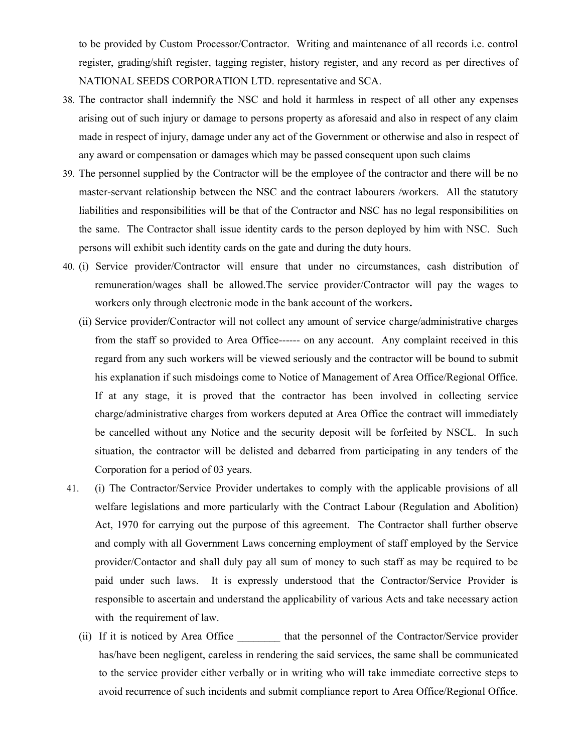to be provided by Custom Processor/Contractor. Writing and maintenance of all records i.e. control register, grading/shift register, tagging register, history register, and any record as per directives of NATIONAL SEEDS CORPORATION LTD. representative and SCA.

38. The contractor shall indemnify the NSC and hold it harmless in respect of all other any expenses arising out of such injury or damage to persons property as aforesaid and also in respect of any claim made in respect of injury, damage under any act of the Government or otherwise and also in respect of any award or compensation or damages which may be passed consequent upon such claims

39. The personnel supplied by the Contractor will be the employee of the contractor and there will be no master-servant relationship between the NSC and the contract labourers /workers. All the statutory liabilities and responsibilities will be that of the Contractor and NSC has no legal responsibilities on the same. The Contractor shall issue identity cards to the person deployed by him with NSC. Such persons will exhibit such identity cards on the gate and during the duty hours.

40. (i) Service provider/Contractor will ensure that under no circumstances, cash distribution of remuneration/wages shall be allowed.The service provider/Contractor will pay the wages to workers only through electronic mode in the bank account of the workers**.**

    (ii) Service provider/Contractor will not collect any amount of service charge/administrative charges from the staff so provided to Area Office------ on any account. Any complaint received in this regard from any such workers will be viewed seriously and the contractor will be bound to submit his explanation if such misdoings come to Notice of Management of Area Office/Regional Office. If at any stage, it is proved that the contractor has been involved in collecting service charge/administrative charges from workers deputed at Area Office the contract will immediately be cancelled without any Notice and the security deposit will be forfeited by NSCL. In such situation, the contractor will be delisted and debarred from participating in any tenders of the Corporation for a period of 03 years.

41. (i) The Contractor/Service Provider undertakes to comply with the applicable provisions of all welfare legislations and more particularly with the Contract Labour (Regulation and Abolition) Act, 1970 for carrying out the purpose of this agreement. The Contractor shall further observe and comply with all Government Laws concerning employment of staff employed by the Service provider/Contactor and shall duly pay all sum of money to such staff as may be required to be paid under such laws. It is expressly understood that the Contractor/Service Provider is responsible to ascertain and understand the applicability of various Acts and take necessary action with the requirement of law.

    (ii) If it is noticed by Area Office ________ that the personnel of the Contractor/Service provider has/have been negligent, careless in rendering the said services, the same shall be communicated to the service provider either verbally or in writing who will take immediate corrective steps to avoid recurrence of such incidents and submit compliance report to Area Office/Regional Office.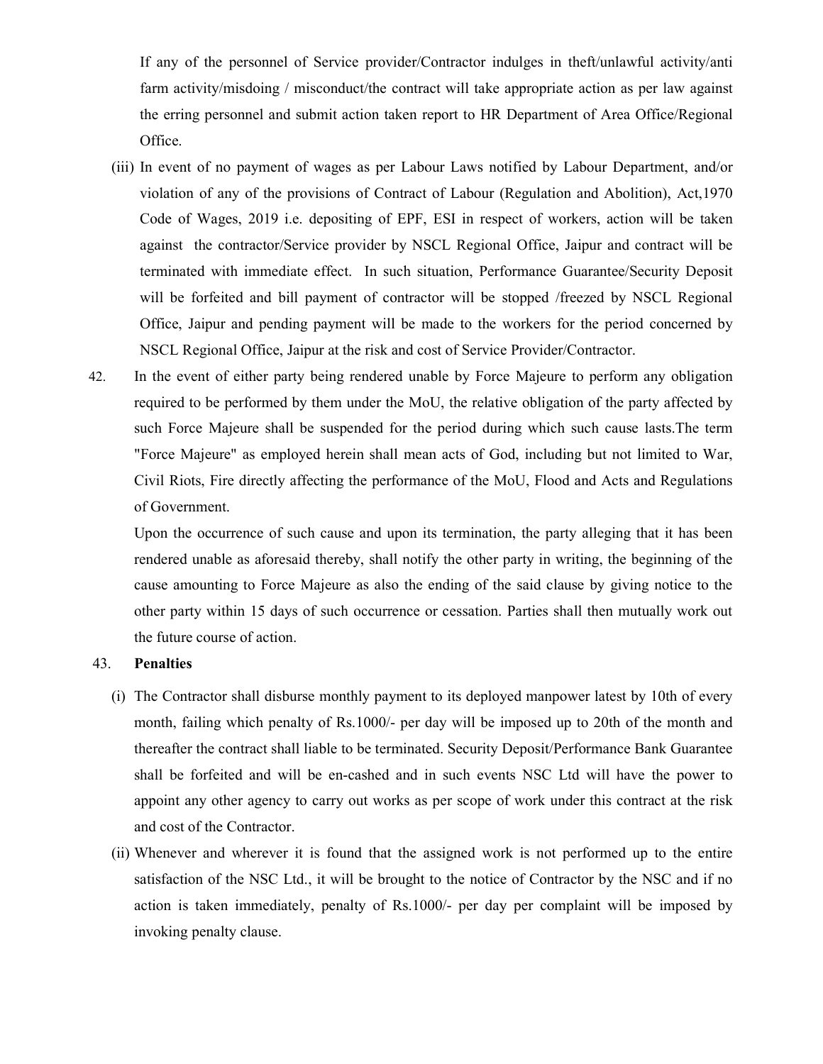If any of the personnel of Service provider/Contractor indulges in theft/unlawful activity/anti farm activity/misdoing / misconduct/the contract will take appropriate action as per law against the erring personnel and submit action taken report to HR Department of Area Office/Regional Office.

(iii) In event of no payment of wages as per Labour Laws notified by Labour Department, and/or violation of any of the provisions of Contract of Labour (Regulation and Abolition), Act,1970 Code of Wages, 2019 i.e. depositing of EPF, ESI in respect of workers, action will be taken against the contractor/Service provider by NSCL Regional Office, Jaipur and contract will be terminated with immediate effect. In such situation, Performance Guarantee/Security Deposit will be forfeited and bill payment of contractor will be stopped /freezed by NSCL Regional Office, Jaipur and pending payment will be made to the workers for the period concerned by NSCL Regional Office, Jaipur at the risk and cost of Service Provider/Contractor.

42. In the event of either party being rendered unable by Force Majeure to perform any obligation required to be performed by them under the MoU, the relative obligation of the party affected by such Force Majeure shall be suspended for the period during which such cause lasts.The term "Force Majeure" as employed herein shall mean acts of God, including but not limited to War, Civil Riots, Fire directly affecting the performance of the MoU, Flood and Acts and Regulations of Government.

Upon the occurrence of such cause and upon its termination, the party alleging that it has been rendered unable as aforesaid thereby, shall notify the other party in writing, the beginning of the cause amounting to Force Majeure as also the ending of the said clause by giving notice to the other party within 15 days of such occurrence or cessation. Parties shall then mutually work out the future course of action.

43. **Penalties**

(i) The Contractor shall disburse monthly payment to its deployed manpower latest by 10th of every month, failing which penalty of Rs.1000/- per day will be imposed up to 20th of the month and thereafter the contract shall liable to be terminated. Security Deposit/Performance Bank Guarantee shall be forfeited and will be en-cashed and in such events NSC Ltd will have the power to appoint any other agency to carry out works as per scope of work under this contract at the risk and cost of the Contractor.

(ii) Whenever and wherever it is found that the assigned work is not performed up to the entire satisfaction of the NSC Ltd., it will be brought to the notice of Contractor by the NSC and if no action is taken immediately, penalty of Rs.1000/- per day per complaint will be imposed by invoking penalty clause.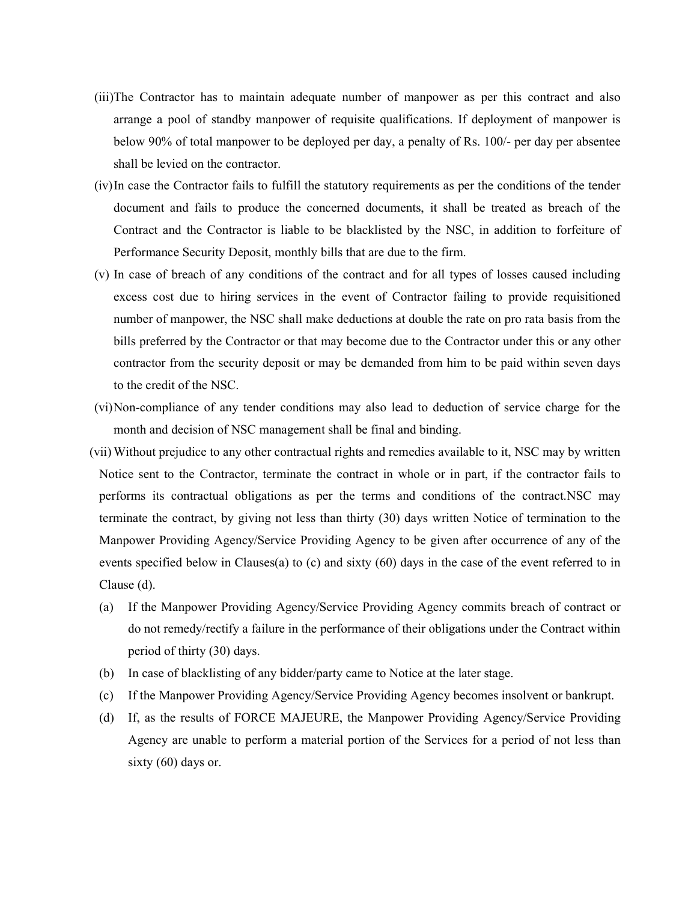(iii) The Contractor has to maintain adequate number of manpower as per this contract and also arrange a pool of standby manpower of requisite qualifications. If deployment of manpower is below 90% of total manpower to be deployed per day, a penalty of Rs. 100/- per day per absentee shall be levied on the contractor.

(iv) In case the Contractor fails to fulfill the statutory requirements as per the conditions of the tender document and fails to produce the concerned documents, it shall be treated as breach of the Contract and the Contractor is liable to be blacklisted by the NSC, in addition to forfeiture of Performance Security Deposit, monthly bills that are due to the firm.

(v) In case of breach of any conditions of the contract and for all types of losses caused including excess cost due to hiring services in the event of Contractor failing to provide requisitioned number of manpower, the NSC shall make deductions at double the rate on pro rata basis from the bills preferred by the Contractor or that may become due to the Contractor under this or any other contractor from the security deposit or may be demanded from him to be paid within seven days to the credit of the NSC.

(vi) Non-compliance of any tender conditions may also lead to deduction of service charge for the month and decision of NSC management shall be final and binding.

(vii) Without prejudice to any other contractual rights and remedies available to it, NSC may by written Notice sent to the Contractor, terminate the contract in whole or in part, if the contractor fails to performs its contractual obligations as per the terms and conditions of the contract.NSC may terminate the contract, by giving not less than thirty (30) days written Notice of termination to the Manpower Providing Agency/Service Providing Agency to be given after occurrence of any of the events specified below in Clauses(a) to (c) and sixty (60) days in the case of the event referred to in Clause (d).

(a) If the Manpower Providing Agency/Service Providing Agency commits breach of contract or do not remedy/rectify a failure in the performance of their obligations under the Contract within period of thirty (30) days.

(b) In case of blacklisting of any bidder/party came to Notice at the later stage.

(c) If the Manpower Providing Agency/Service Providing Agency becomes insolvent or bankrupt.

(d) If, as the results of FORCE MAJEURE, the Manpower Providing Agency/Service Providing Agency are unable to perform a material portion of the Services for a period of not less than sixty (60) days or.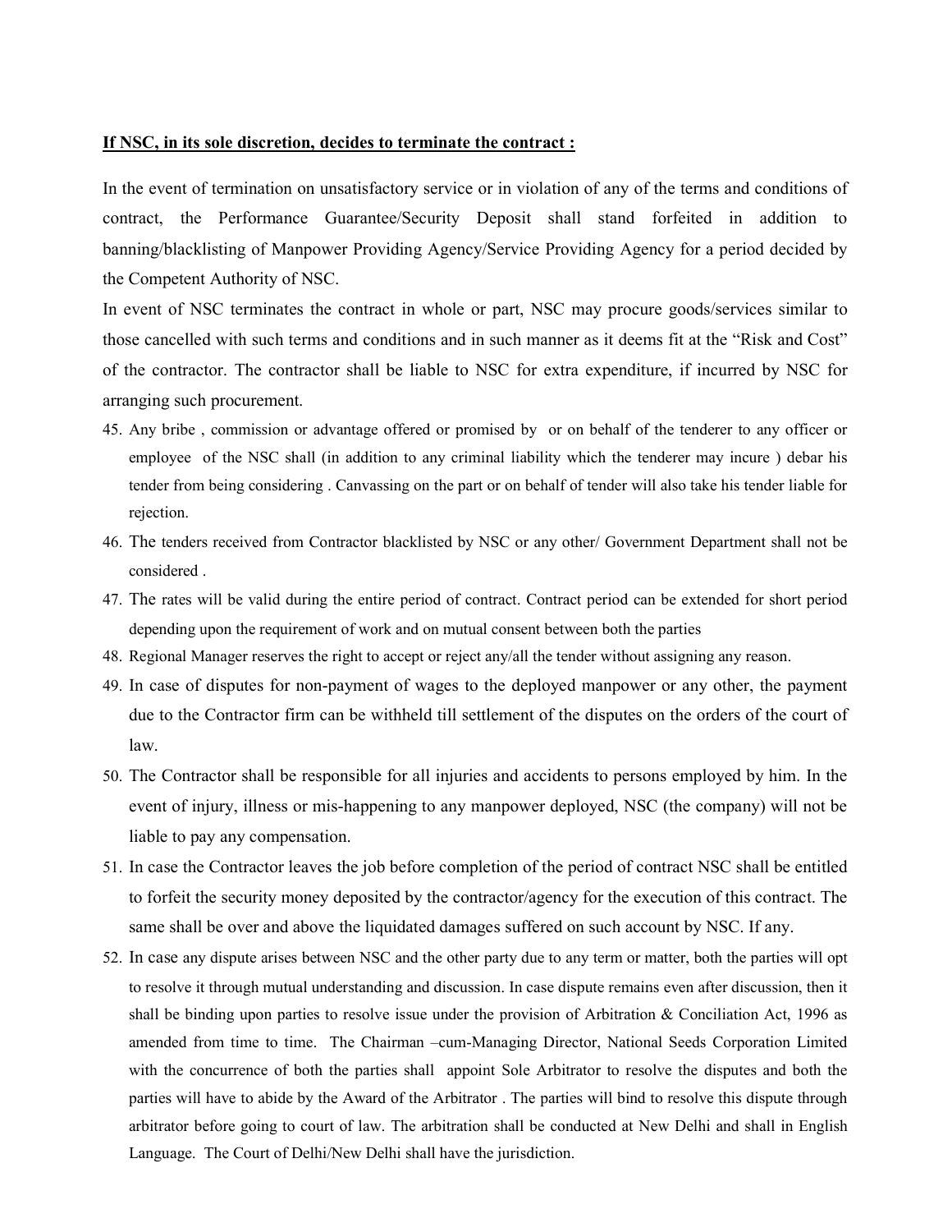**If NSC, in its sole discretion, decides to terminate the contract :**

In the event of termination on unsatisfactory service or in violation of any of the terms and conditions of contract, the Performance Guarantee/Security Deposit shall stand forfeited in addition to banning/blacklisting of Manpower Providing Agency/Service Providing Agency for a period decided by the Competent Authority of NSC.

In event of NSC terminates the contract in whole or part, NSC may procure goods/services similar to those cancelled with such terms and conditions and in such manner as it deems fit at the "Risk and Cost" of the contractor. The contractor shall be liable to NSC for extra expenditure, if incurred by NSC for arranging such procurement.

45. Any bribe , commission or advantage offered or promised by or on behalf of the tenderer to any officer or employee of the NSC shall (in addition to any criminal liability which the tenderer may incure ) debar his tender from being considering . Canvassing on the part or on behalf of tender will also take his tender liable for rejection.
46. The tenders received from Contractor blacklisted by NSC or any other/ Government Department shall not be considered .
47. The rates will be valid during the entire period of contract. Contract period can be extended for short period depending upon the requirement of work and on mutual consent between both the parties
48. Regional Manager reserves the right to accept or reject any/all the tender without assigning any reason.
49. In case of disputes for non-payment of wages to the deployed manpower or any other, the payment due to the Contractor firm can be withheld till settlement of the disputes on the orders of the court of law.
50. The Contractor shall be responsible for all injuries and accidents to persons employed by him. In the event of injury, illness or mis-happening to any manpower deployed, NSC (the company) will not be liable to pay any compensation.
51. In case the Contractor leaves the job before completion of the period of contract NSC shall be entitled to forfeit the security money deposited by the contractor/agency for the execution of this contract. The same shall be over and above the liquidated damages suffered on such account by NSC. If any.
52. In case any dispute arises between NSC and the other party due to any term or matter, both the parties will opt to resolve it through mutual understanding and discussion. In case dispute remains even after discussion, then it shall be binding upon parties to resolve issue under the provision of Arbitration & Conciliation Act, 1996 as amended from time to time. The Chairman –cum-Managing Director, National Seeds Corporation Limited with the concurrence of both the parties shall appoint Sole Arbitrator to resolve the disputes and both the parties will have to abide by the Award of the Arbitrator . The parties will bind to resolve this dispute through arbitrator before going to court of law. The arbitration shall be conducted at New Delhi and shall in English Language. The Court of Delhi/New Delhi shall have the jurisdiction.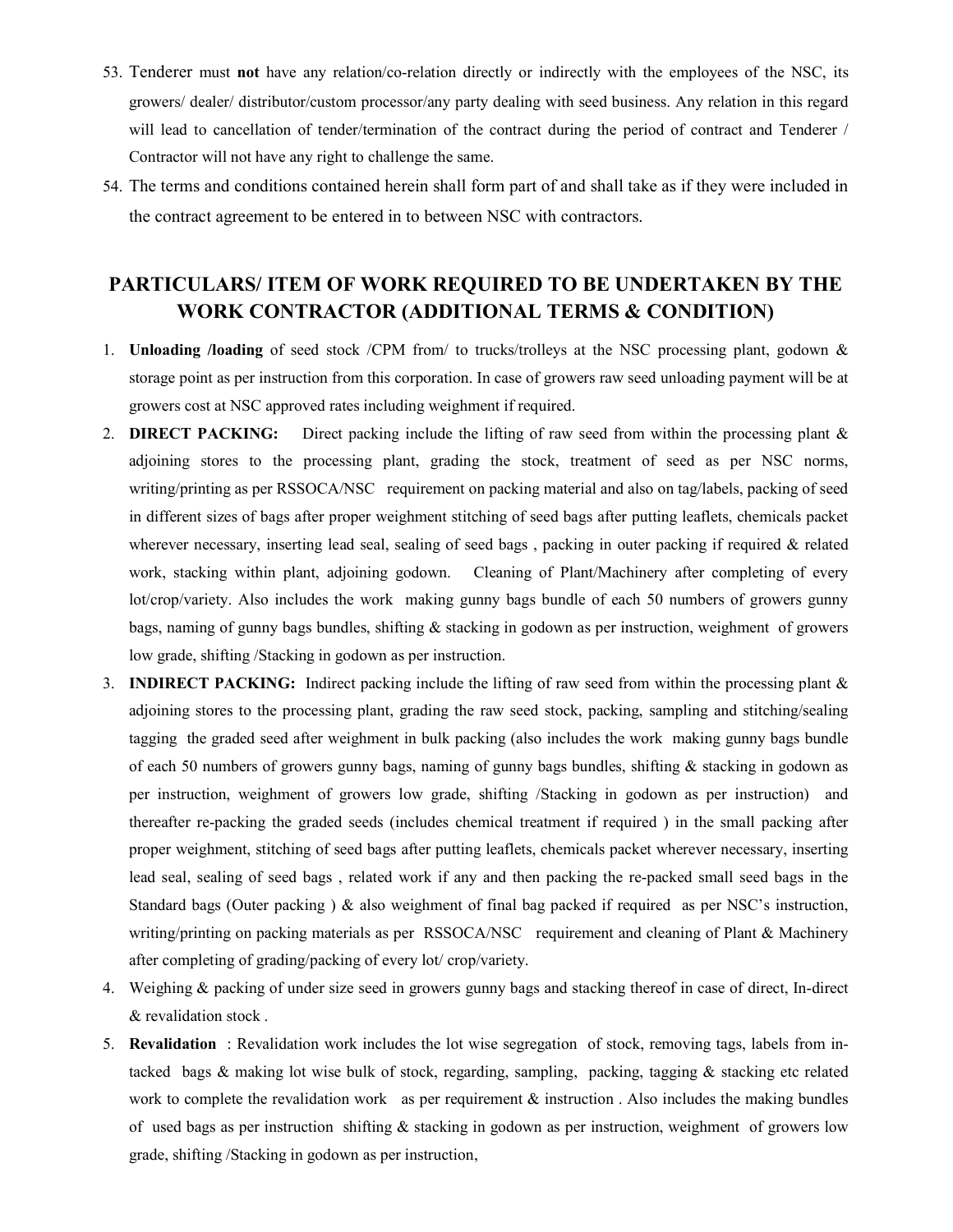53. Tenderer must **not** have any relation/co-relation directly or indirectly with the employees of the NSC, its growers/ dealer/ distributor/custom processor/any party dealing with seed business. Any relation in this regard will lead to cancellation of tender/termination of the contract during the period of contract and Tenderer / Contractor will not have any right to challenge the same.
54. The terms and conditions contained herein shall form part of and shall take as if they were included in the contract agreement to be entered in to between NSC with contractors.

## PARTICULARS/ ITEM OF WORK REQUIRED TO BE UNDERTAKEN BY THE WORK CONTRACTOR (ADDITIONAL TERMS & CONDITION)

1. **Unloading /loading** of seed stock /CPM from/ to trucks/trolleys at the NSC processing plant, godown & storage point as per instruction from this corporation. In case of growers raw seed unloading payment will be at growers cost at NSC approved rates including weighment if required.
2. **DIRECT PACKING:** Direct packing include the lifting of raw seed from within the processing plant & adjoining stores to the processing plant, grading the stock, treatment of seed as per NSC norms, writing/printing as per RSSOCA/NSC requirement on packing material and also on tag/labels, packing of seed in different sizes of bags after proper weighment stitching of seed bags after putting leaflets, chemicals packet wherever necessary, inserting lead seal, sealing of seed bags , packing in outer packing if required & related work, stacking within plant, adjoining godown. Cleaning of Plant/Machinery after completing of every lot/crop/variety. Also includes the work making gunny bags bundle of each 50 numbers of growers gunny bags, naming of gunny bags bundles, shifting & stacking in godown as per instruction, weighment of growers low grade, shifting /Stacking in godown as per instruction.
3. **INDIRECT PACKING:** Indirect packing include the lifting of raw seed from within the processing plant & adjoining stores to the processing plant, grading the raw seed stock, packing, sampling and stitching/sealing tagging the graded seed after weighment in bulk packing (also includes the work making gunny bags bundle of each 50 numbers of growers gunny bags, naming of gunny bags bundles, shifting & stacking in godown as per instruction, weighment of growers low grade, shifting /Stacking in godown as per instruction) and thereafter re-packing the graded seeds (includes chemical treatment if required ) in the small packing after proper weighment, stitching of seed bags after putting leaflets, chemicals packet wherever necessary, inserting lead seal, sealing of seed bags , related work if any and then packing the re-packed small seed bags in the Standard bags (Outer packing ) & also weighment of final bag packed if required as per NSC's instruction, writing/printing on packing materials as per RSSOCA/NSC requirement and cleaning of Plant & Machinery after completing of grading/packing of every lot/ crop/variety.
4. Weighing & packing of under size seed in growers gunny bags and stacking thereof in case of direct, In-direct & revalidation stock .
5. **Revalidation** : Revalidation work includes the lot wise segregation of stock, removing tags, labels from in-tacked bags & making lot wise bulk of stock, regarding, sampling, packing, tagging & stacking etc related work to complete the revalidation work as per requirement & instruction . Also includes the making bundles of used bags as per instruction shifting & stacking in godown as per instruction, weighment of growers low grade, shifting /Stacking in godown as per instruction,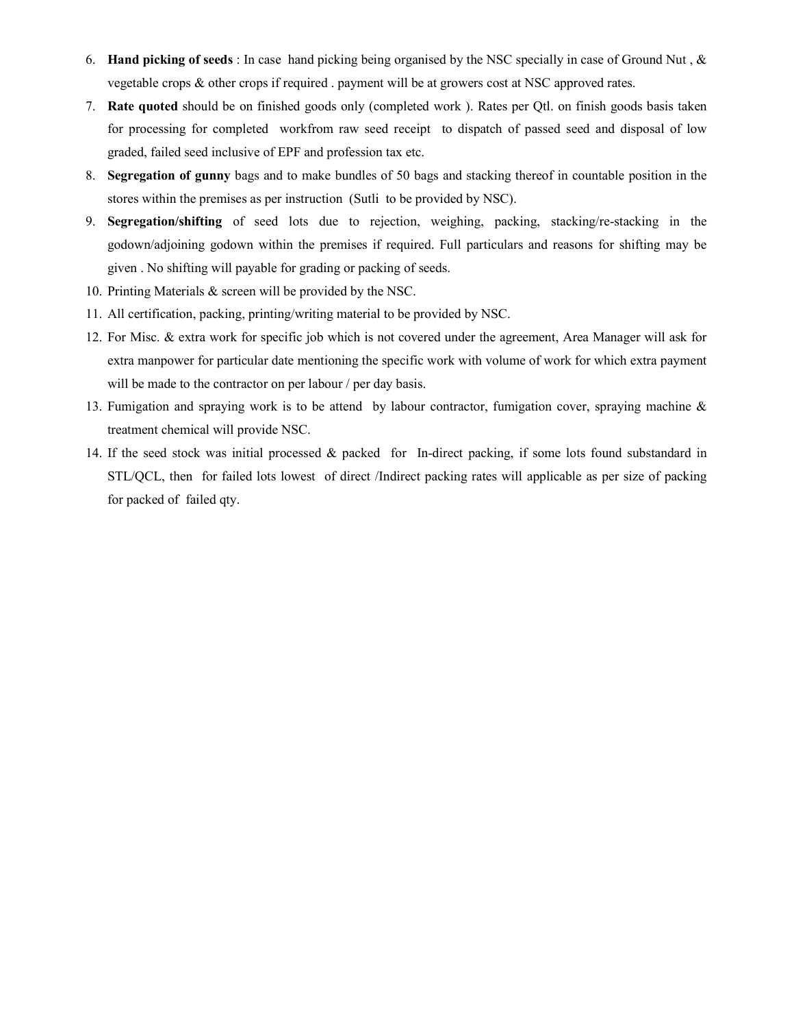6. **Hand picking of seeds** : In case hand picking being organised by the NSC specially in case of Ground Nut , & vegetable crops & other crops if required . payment will be at growers cost at NSC approved rates.
7. **Rate quoted** should be on finished goods only (completed work ). Rates per Qtl. on finish goods basis taken for processing for completed workfrom raw seed receipt to dispatch of passed seed and disposal of low graded, failed seed inclusive of EPF and profession tax etc.
8. **Segregation of gunny** bags and to make bundles of 50 bags and stacking thereof in countable position in the stores within the premises as per instruction (Sutli to be provided by NSC).
9. **Segregation/shifting** of seed lots due to rejection, weighing, packing, stacking/re-stacking in the godown/adjoining godown within the premises if required. Full particulars and reasons for shifting may be given . No shifting will payable for grading or packing of seeds.
10. Printing Materials & screen will be provided by the NSC.
11. All certification, packing, printing/writing material to be provided by NSC.
12. For Misc. & extra work for specific job which is not covered under the agreement, Area Manager will ask for extra manpower for particular date mentioning the specific work with volume of work for which extra payment will be made to the contractor on per labour / per day basis.
13. Fumigation and spraying work is to be attend by labour contractor, fumigation cover, spraying machine & treatment chemical will provide NSC.
14. If the seed stock was initial processed & packed for In-direct packing, if some lots found substandard in STL/QCL, then for failed lots lowest of direct /Indirect packing rates will applicable as per size of packing for packed of failed qty.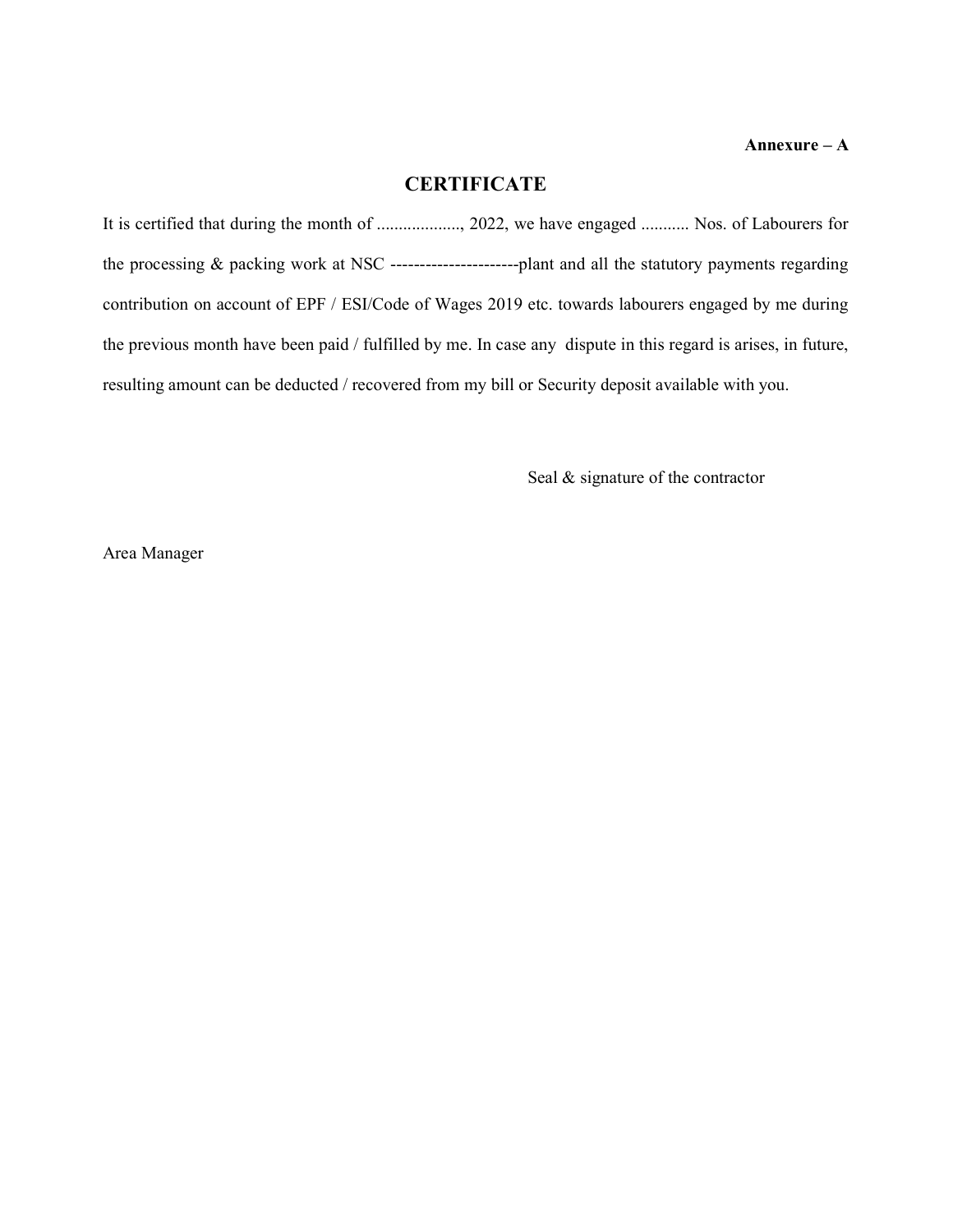**Annexure – A**

## CERTIFICATE

It is certified that during the month of ..................., 2022, we have engaged ........... Nos. of Labourers for the processing & packing work at NSC ----------------------plant and all the statutory payments regarding contribution on account of EPF / ESI/Code of Wages 2019 etc. towards labourers engaged by me during the previous month have been paid / fulfilled by me. In case any dispute in this regard is arises, in future, resulting amount can be deducted / recovered from my bill or Security deposit available with you.

Seal & signature of the contractor

Area Manager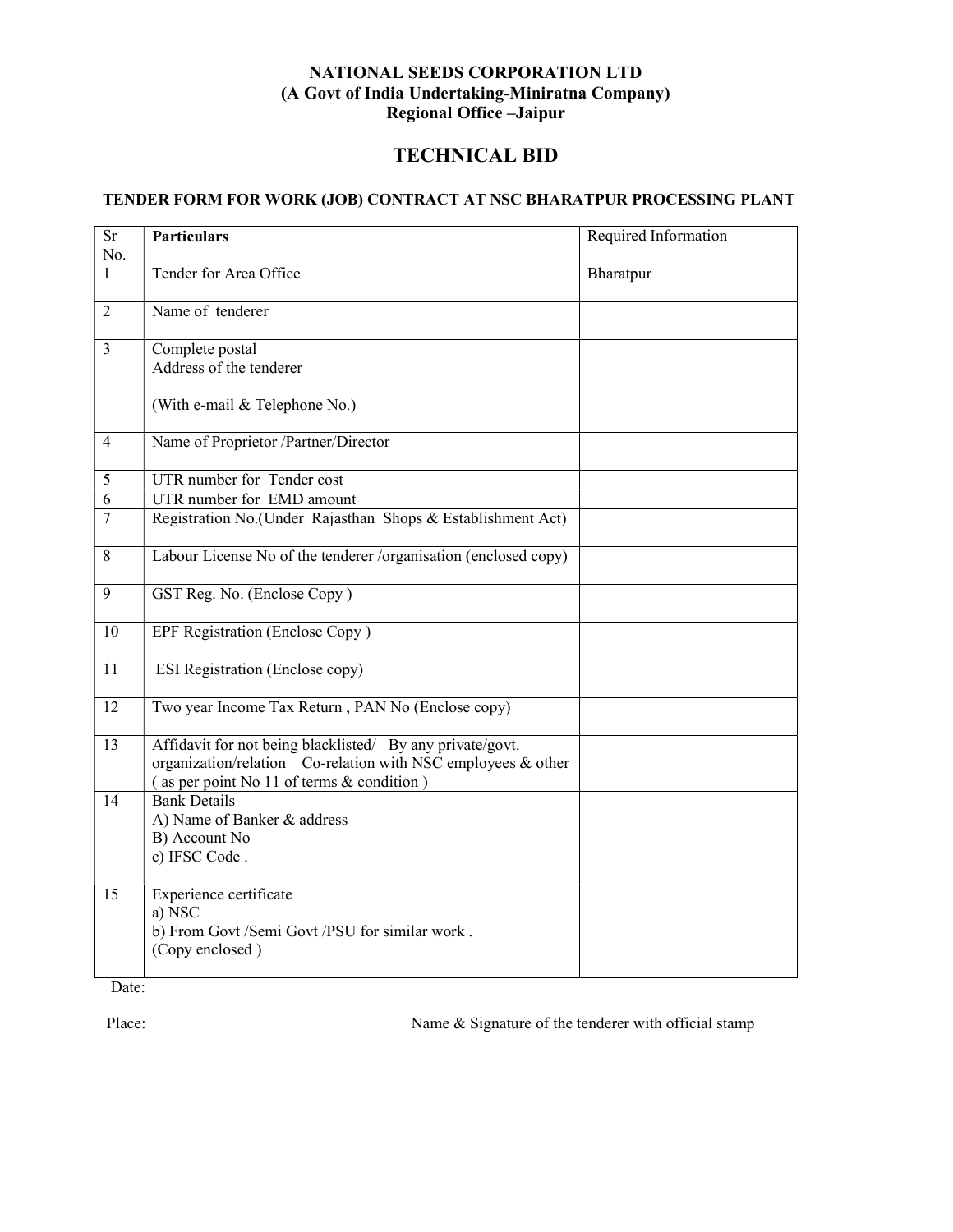**NATIONAL SEEDS CORPORATION LTD**
**(A Govt of India Undertaking-Miniratna Company)**
**Regional Office –Jaipur**

# TECHNICAL BID

**TENDER FORM FOR WORK (JOB) CONTRACT AT NSC BHARATPUR PROCESSING PLANT**

| Sr No. | **Particulars** | Required Information |
|---|---|---|
| 1 | Tender for Area Office | Bharatpur |
| 2 | Name of tenderer | |
| 3 | Complete postal Address of the tenderer<br><br>(With e-mail & Telephone No.) | |
| 4 | Name of Proprietor /Partner/Director | |
| 5 | UTR number for Tender cost | |
| 6 | UTR number for EMD amount | |
| 7 | Registration No.(Under Rajasthan Shops & Establishment Act) | |
| 8 | Labour License No of the tenderer /organisation (enclosed copy) | |
| 9 | GST Reg. No. (Enclose Copy ) | |
| 10 | EPF Registration (Enclose Copy ) | |
| 11 | ESI Registration (Enclose copy) | |
| 12 | Two year Income Tax Return , PAN No (Enclose copy) | |
| 13 | Affidavit for not being blacklisted/ By any private/govt. organization/relation Co-relation with NSC employees & other ( as per point No 11 of terms & condition ) | |
| 14 | Bank Details<br>A) Name of Banker & address<br>B) Account No<br>c) IFSC Code . | |
| 15 | Experience certificate<br>a) NSC<br>b) From Govt /Semi Govt /PSU for similar work .<br>(Copy enclosed ) | |

Date:

Place: Name & Signature of the tenderer with official stamp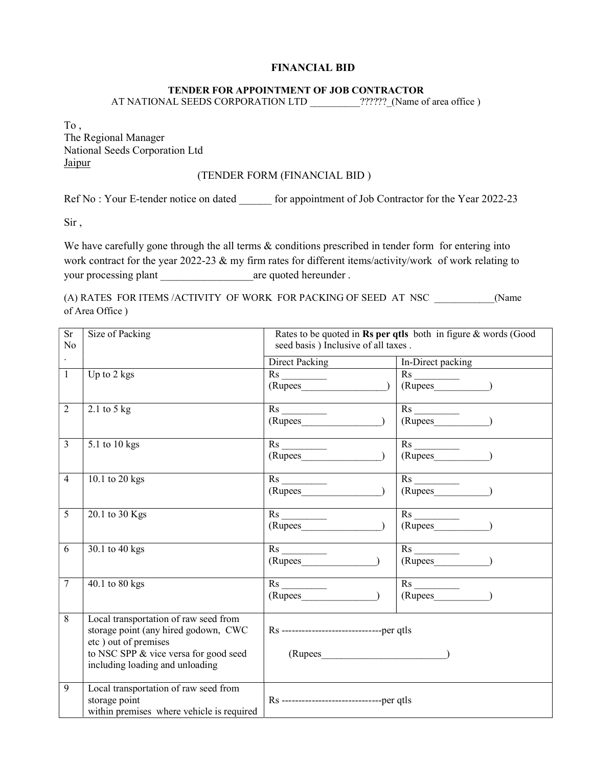# FINANCIAL BID

## TENDER FOR APPOINTMENT OF JOB CONTRACTOR

AT NATIONAL SEEDS CORPORATION LTD __________??????_(Name of area office )

To ,
The Regional Manager
National Seeds Corporation Ltd
Jaipur

(TENDER FORM (FINANCIAL BID )

Ref No : Your E-tender notice on dated ______ for appointment of Job Contractor for the Year 2022-23

Sir ,

We have carefully gone through the all terms & conditions prescribed in tender form for entering into work contract for the year 2022-23 & my firm rates for different items/activity/work of work relating to your processing plant _________________are quoted hereunder .

(A) RATES FOR ITEMS /ACTIVITY OF WORK FOR PACKING OF SEED AT NSC ____________(Name of Area Office )

| Sr No. | Size of Packing | Rates to be quoted in **Rs per qtls** both in figure & words (Good seed basis ) Inclusive of all taxes . | |
|---|---|---|---|
| | | Direct Packing | In-Direct packing |
| 1 | Up to 2 kgs | Rs _________ (Rupees_________________) | Rs _________ (Rupees___________) |
| 2 | 2.1 to 5 kg | Rs _________ (Rupees________________) | Rs _________ (Rupees___________) |
| 3 | 5.1 to 10 kgs | Rs _________ (Rupees________________) | Rs _________ (Rupees___________) |
| 4 | 10.1 to 20 kgs | Rs _________ (Rupees________________) | Rs _________ (Rupees___________) |
| 5 | 20.1 to 30 Kgs | Rs _________ (Rupees________________) | Rs _________ (Rupees___________) |
| 6 | 30.1 to 40 kgs | Rs _________ (Rupees_______________) | Rs _________ (Rupees___________) |
| 7 | 40.1 to 80 kgs | Rs _________ (Rupees_______________) | Rs _________ (Rupees___________) |
| 8 | Local transportation of raw seed from storage point (any hired godown, CWC etc ) out of premises to NSC SPP & vice versa for good seed including loading and unloading | Rs ------------------------------per qtls (Rupees__________________________) | |
| 9 | Local transportation of raw seed from storage point within premises where vehicle is required | Rs ------------------------------per qtls | |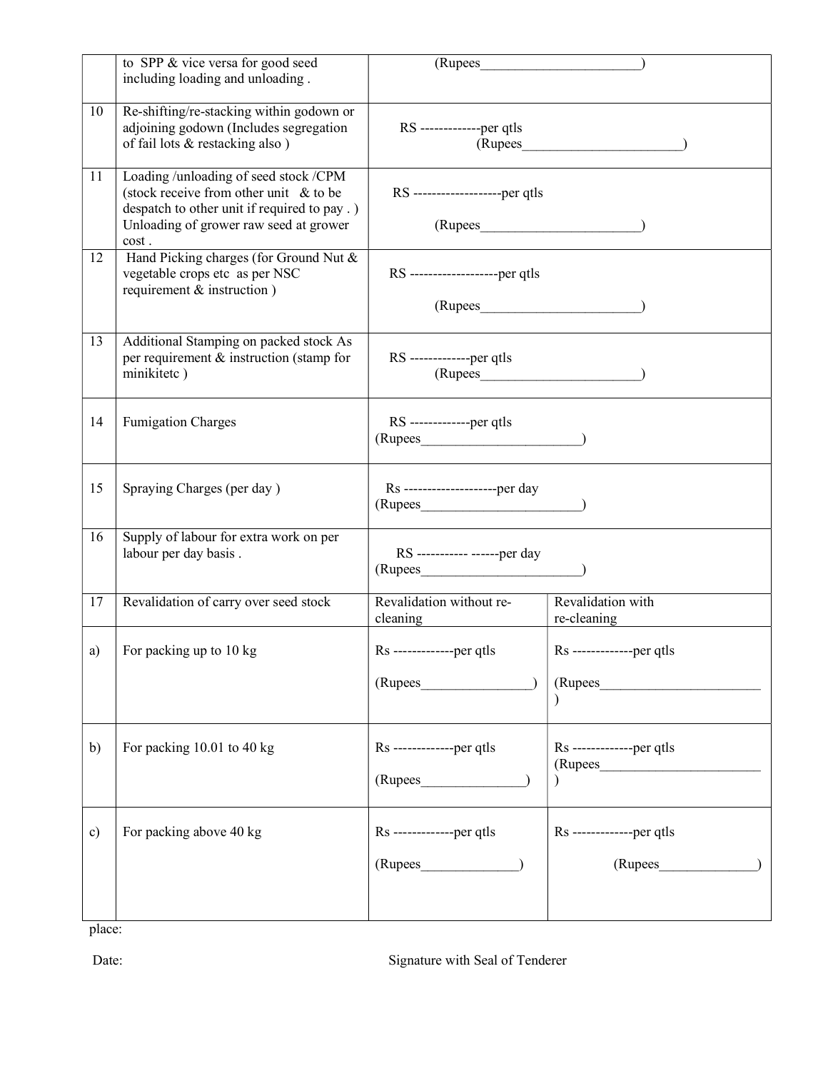| | | | |
|---|---|---|---|
| | to SPP & vice versa for good seed including loading and unloading . | (Rupees_______________________) | |
| 10 | Re-shifting/re-stacking within godown or adjoining godown (Includes segregation of fail lots & restacking also ) | RS -------------per qtls (Rupees_______________________) | |
| 11 | Loading /unloading of seed stock /CPM (stock receive from other unit & to be despatch to other unit if required to pay . ) Unloading of grower raw seed at grower cost . | RS -------------------per qtls (Rupees_______________________) | |
| 12 | Hand Picking charges (for Ground Nut & vegetable crops etc as per NSC requirement & instruction ) | RS -------------------per qtls (Rupees_______________________) | |
| 13 | Additional Stamping on packed stock As per requirement & instruction (stamp for minikitetc ) | RS -------------per qtls (Rupees_______________________) | |
| 14 | Fumigation Charges | RS -------------per qtls (Rupees_______________________) | |
| 15 | Spraying Charges (per day ) | Rs --------------------per day (Rupees_______________________) | |
| 16 | Supply of labour for extra work on per labour per day basis . | RS ----------- ------per day (Rupees_______________________) | |
| 17 | Revalidation of carry over seed stock | Revalidation without re-cleaning | Revalidation with re-cleaning |
| a) | For packing up to 10 kg | Rs -------------per qtls (Rupees________________) | Rs -------------per qtls (Rupees________________________) |
| b) | For packing 10.01 to 40 kg | Rs -------------per qtls (Rupees_______________) | Rs -------------per qtls (Rupees________________________) |
| c) | For packing above 40 kg | Rs -------------per qtls (Rupees______________) | Rs -------------per qtls (Rupees______________) |

place:

Date: Signature with Seal of Tenderer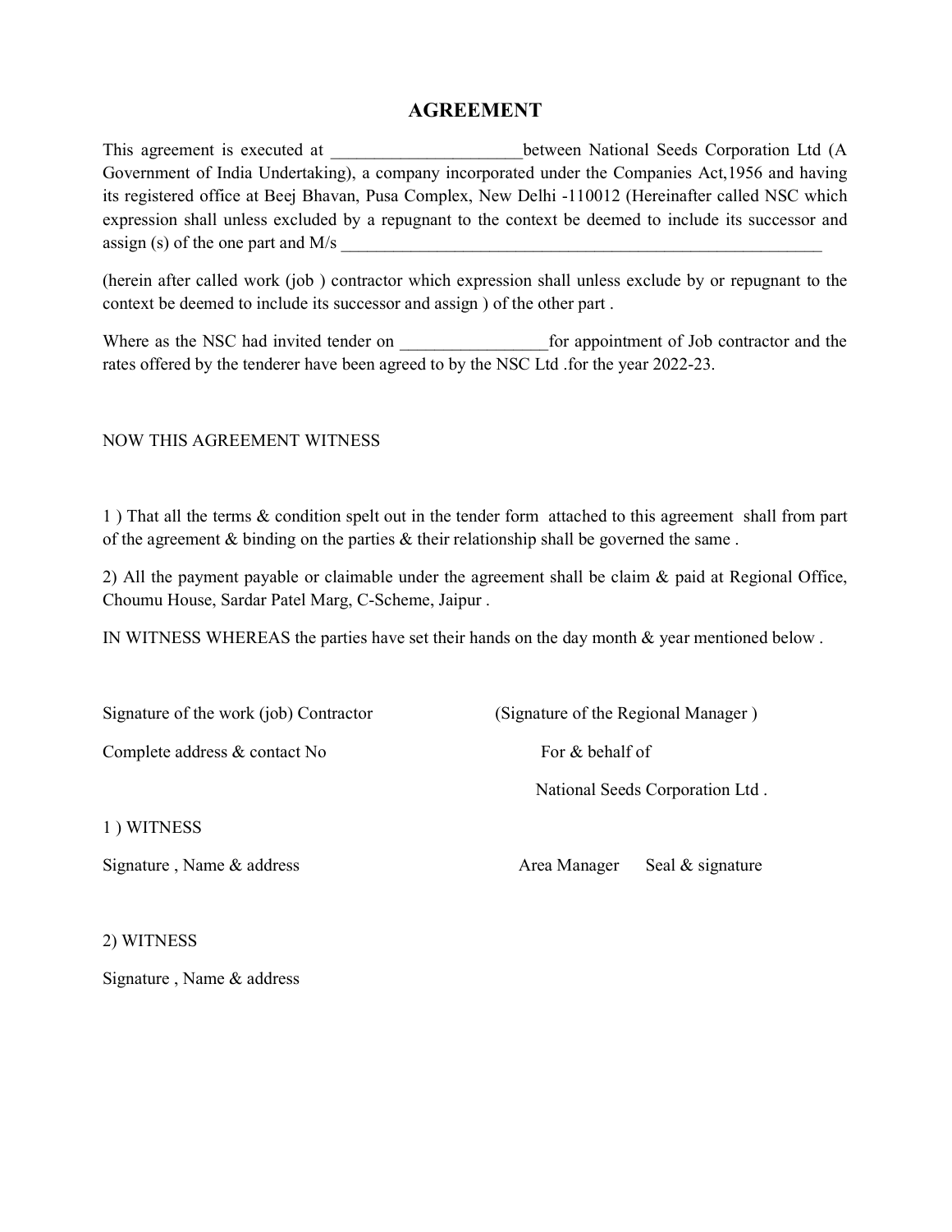# AGREEMENT

This agreement is executed at ______________________between National Seeds Corporation Ltd (A Government of India Undertaking), a company incorporated under the Companies Act,1956 and having its registered office at Beej Bhavan, Pusa Complex, New Delhi -110012 (Hereinafter called NSC which expression shall unless excluded by a repugnant to the context be deemed to include its successor and assign (s) of the one part and M/s ___________________________________________________________

(herein after called work (job ) contractor which expression shall unless exclude by or repugnant to the context be deemed to include its successor and assign ) of the other part .

Where as the NSC had invited tender on _________________for appointment of Job contractor and the rates offered by the tenderer have been agreed to by the NSC Ltd .for the year 2022-23.

NOW THIS AGREEMENT WITNESS

1 ) That all the terms & condition spelt out in the tender form attached to this agreement shall from part of the agreement & binding on the parties & their relationship shall be governed the same .

2) All the payment payable or claimable under the agreement shall be claim & paid at Regional Office, Choumu House, Sardar Patel Marg, C-Scheme, Jaipur .

IN WITNESS WHEREAS the parties have set their hands on the day month & year mentioned below .

Signature of the work (job) Contractor

Complete address & contact No

(Signature of the Regional Manager )

For & behalf of

National Seeds Corporation Ltd .

1 ) WITNESS

Signature , Name & address

Area Manager Seal & signature

2) WITNESS

Signature , Name & address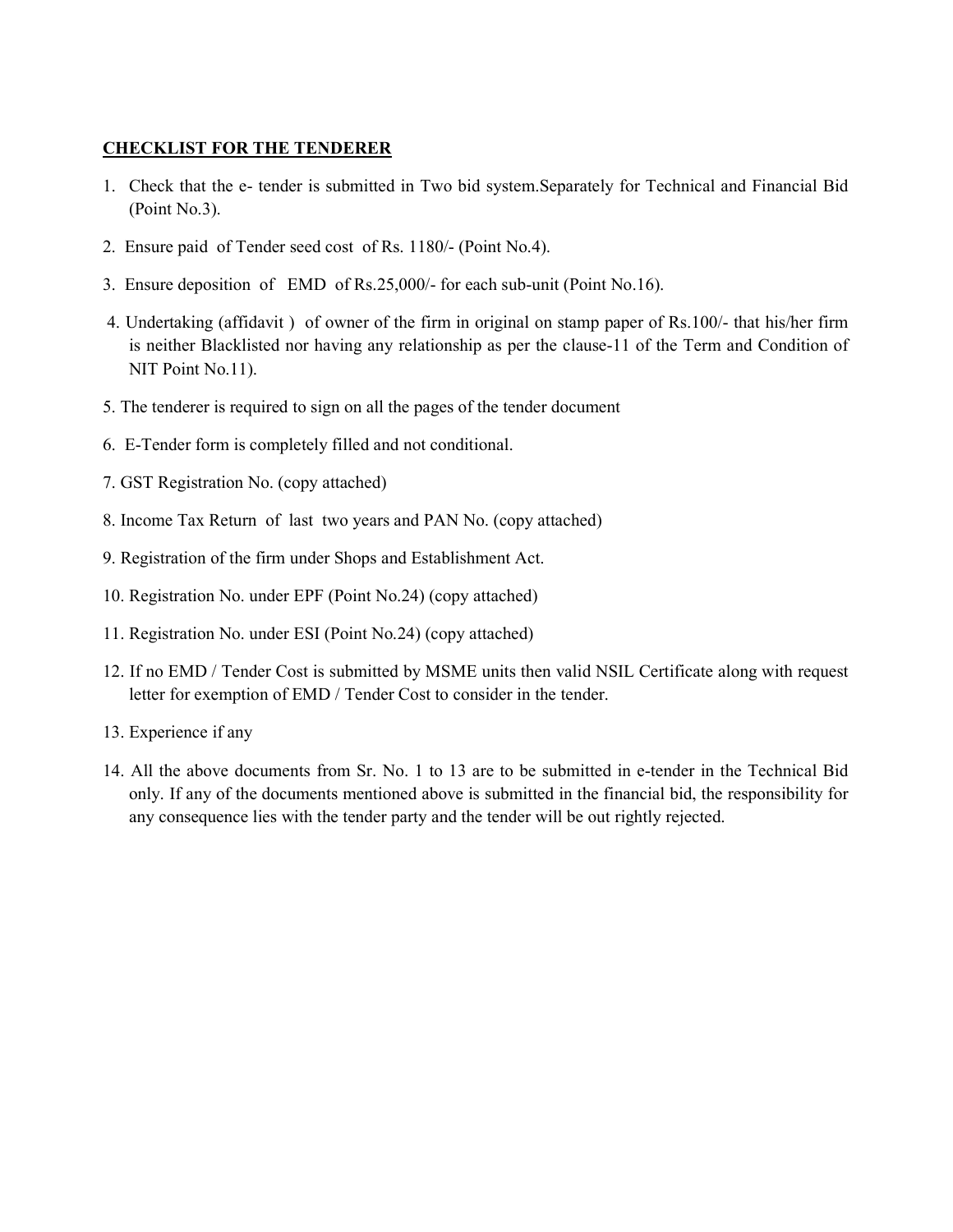**<u>CHECKLIST FOR THE TENDERER</u>**

1. Check that the e- tender is submitted in Two bid system.Separately for Technical and Financial Bid (Point No.3).
2. Ensure paid of Tender seed cost of Rs. 1180/- (Point No.4).
3. Ensure deposition of EMD of Rs.25,000/- for each sub-unit (Point No.16).
4. Undertaking (affidavit ) of owner of the firm in original on stamp paper of Rs.100/- that his/her firm is neither Blacklisted nor having any relationship as per the clause-11 of the Term and Condition of NIT Point No.11).
5. The tenderer is required to sign on all the pages of the tender document
6. E-Tender form is completely filled and not conditional.
7. GST Registration No. (copy attached)
8. Income Tax Return of last two years and PAN No. (copy attached)
9. Registration of the firm under Shops and Establishment Act.
10. Registration No. under EPF (Point No.24) (copy attached)
11. Registration No. under ESI (Point No.24) (copy attached)
12. If no EMD / Tender Cost is submitted by MSME units then valid NSIL Certificate along with request letter for exemption of EMD / Tender Cost to consider in the tender.
13. Experience if any
14. All the above documents from Sr. No. 1 to 13 are to be submitted in e-tender in the Technical Bid only. If any of the documents mentioned above is submitted in the financial bid, the responsibility for any consequence lies with the tender party and the tender will be out rightly rejected.